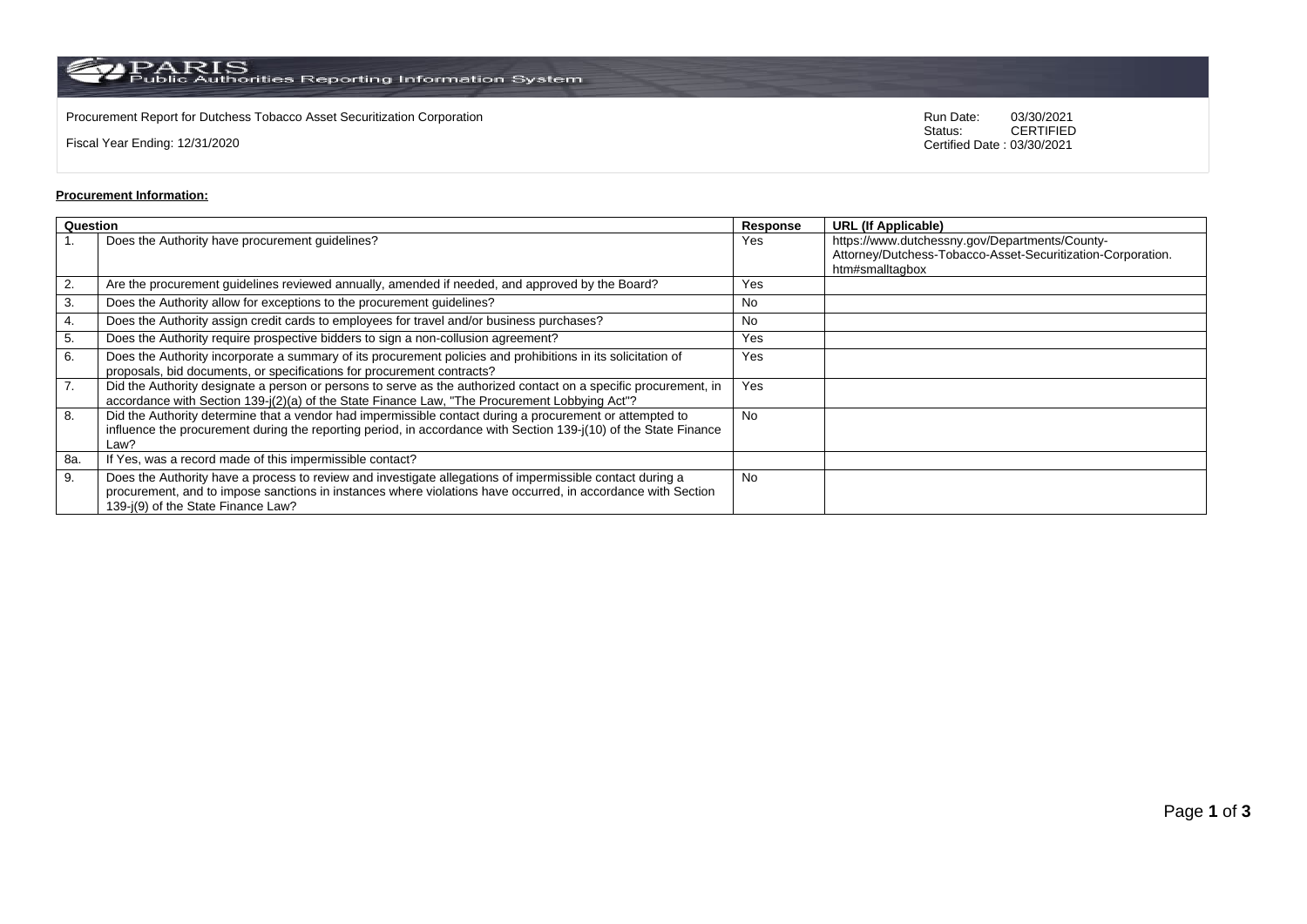PARIS Public Authorities Reporting Information System

Procurement Report for Dutchess Tobacco Asset Securitization Corporation

Fiscal Year Ending: 12/31/2020

Run Date: 03/30/2021
Status: CERTIFIED
Certified Date : 03/30/2021

**Procurement Information:**

| Question | | Response | URL (If Applicable) |
|---|---|---|---|
| 1. | Does the Authority have procurement guidelines? | Yes | https://www.dutchessny.gov/Departments/County-Attorney/Dutchess-Tobacco-Asset-Securitization-Corporation.htm#smalltagbox |
| 2. | Are the procurement guidelines reviewed annually, amended if needed, and approved by the Board? | Yes | |
| 3. | Does the Authority allow for exceptions to the procurement guidelines? | No | |
| 4. | Does the Authority assign credit cards to employees for travel and/or business purchases? | No | |
| 5. | Does the Authority require prospective bidders to sign a non-collusion agreement? | Yes | |
| 6. | Does the Authority incorporate a summary of its procurement policies and prohibitions in its solicitation of proposals, bid documents, or specifications for procurement contracts? | Yes | |
| 7. | Did the Authority designate a person or persons to serve as the authorized contact on a specific procurement, in accordance with Section 139-j(2)(a) of the State Finance Law, "The Procurement Lobbying Act"? | Yes | |
| 8. | Did the Authority determine that a vendor had impermissible contact during a procurement or attempted to influence the procurement during the reporting period, in accordance with Section 139-j(10) of the State Finance Law? | No | |
| 8a. | If Yes, was a record made of this impermissible contact? | | |
| 9. | Does the Authority have a process to review and investigate allegations of impermissible contact during a procurement, and to impose sanctions in instances where violations have occurred, in accordance with Section 139-j(9) of the State Finance Law? | No | |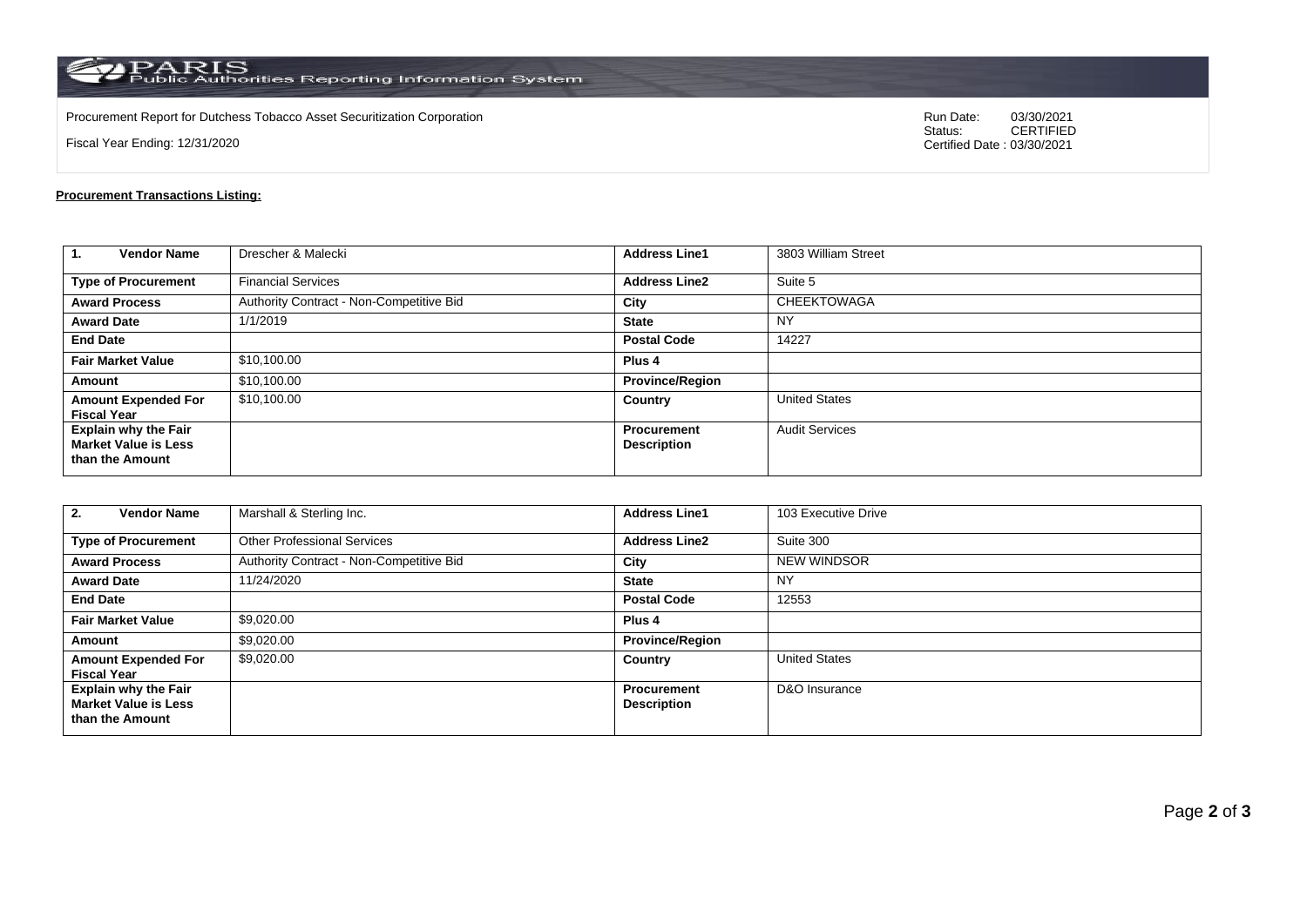PARIS Public Authorities Reporting Information System

Procurement Report for Dutchess Tobacco Asset Securitization Corporation

Fiscal Year Ending: 12/31/2020

Run Date: 03/30/2021
Status: CERTIFIED
Certified Date : 03/30/2021

**Procurement Transactions Listing:**

| **1. Vendor Name** | Drescher & Malecki | **Address Line1** | 3803 William Street |
|---|---|---|---|
| **Type of Procurement** | Financial Services | **Address Line2** | Suite 5 |
| **Award Process** | Authority Contract - Non-Competitive Bid | **City** | CHEEKTOWAGA |
| **Award Date** | 1/1/2019 | **State** | NY |
| **End Date** | | **Postal Code** | 14227 |
| **Fair Market Value** | $10,100.00 | **Plus 4** | |
| **Amount** | $10,100.00 | **Province/Region** | |
| **Amount Expended For Fiscal Year** | $10,100.00 | **Country** | United States |
| **Explain why the Fair Market Value is Less than the Amount** | | **Procurement Description** | Audit Services |

| **2. Vendor Name** | Marshall & Sterling Inc. | **Address Line1** | 103 Executive Drive |
|---|---|---|---|
| **Type of Procurement** | Other Professional Services | **Address Line2** | Suite 300 |
| **Award Process** | Authority Contract - Non-Competitive Bid | **City** | NEW WINDSOR |
| **Award Date** | 11/24/2020 | **State** | NY |
| **End Date** | | **Postal Code** | 12553 |
| **Fair Market Value** | $9,020.00 | **Plus 4** | |
| **Amount** | $9,020.00 | **Province/Region** | |
| **Amount Expended For Fiscal Year** | $9,020.00 | **Country** | United States |
| **Explain why the Fair Market Value is Less than the Amount** | | **Procurement Description** | D&O Insurance |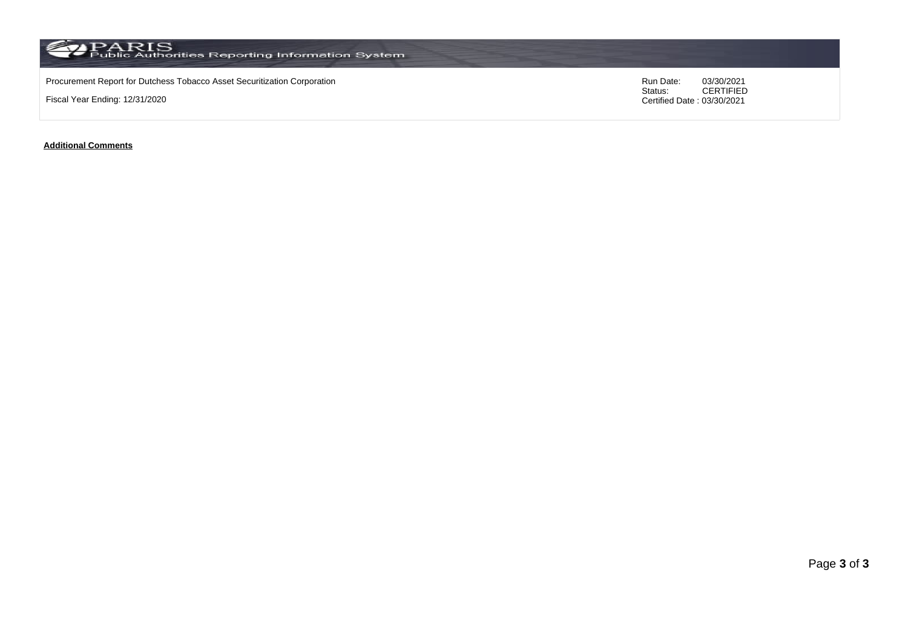Procurement Report for Dutchess Tobacco Asset Securitization Corporation

Fiscal Year Ending: 12/31/2020

Run Date: 03/30/2021
Status: CERTIFIED
Certified Date : 03/30/2021

**Additional Comments**